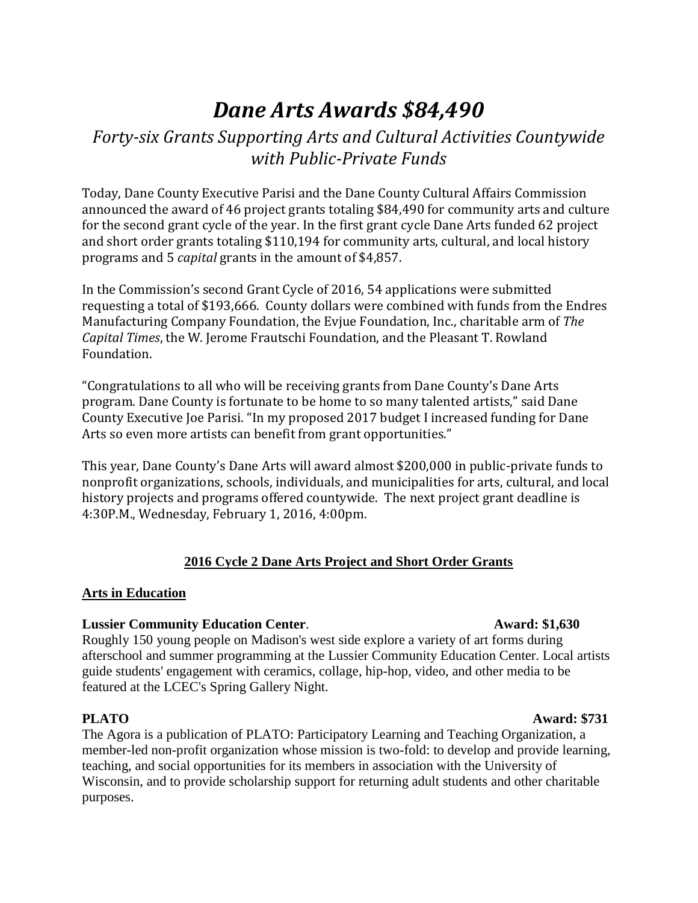# *Dane Arts Awards $84,490*

## *Forty-six Grants Supporting Arts and Cultural Activities Countywide with Public-Private Funds*

Today, Dane County Executive Parisi and the Dane County Cultural Affairs Commission announced the award of 46 project grants totaling $84,490 for community arts and culture for the second grant cycle of the year. In the first grant cycle Dane Arts funded 62 project and short order grants totaling $110,194 for community arts, cultural, and local history programs and 5 *capital* grants in the amount of $4,857.

In the Commission's second Grant Cycle of 2016, 54 applications were submitted requesting a total of $193,666. County dollars were combined with funds from the Endres Manufacturing Company Foundation, the Evjue Foundation, Inc., charitable arm of *The Capital Times*, the W. Jerome Frautschi Foundation, and the Pleasant T. Rowland Foundation.

"Congratulations to all who will be receiving grants from Dane County's Dane Arts program. Dane County is fortunate to be home to so many talented artists," said Dane County Executive Joe Parisi. "In my proposed 2017 budget I increased funding for Dane Arts so even more artists can benefit from grant opportunities."

This year, Dane County's Dane Arts will award almost $200,000 in public-private funds to nonprofit organizations, schools, individuals, and municipalities for arts, cultural, and local history projects and programs offered countywide. The next project grant deadline is 4:30P.M., Wednesday, February 1, 2016, 4:00pm.

### 2016 Cycle 2 Dane Arts Project and Short Order Grants

#### Arts in Education

**Lussier Community Education Center**. **Award: $1,630**

Roughly 150 young people on Madison's west side explore a variety of art forms during afterschool and summer programming at the Lussier Community Education Center. Local artists guide students' engagement with ceramics, collage, hip-hop, video, and other media to be featured at the LCEC's Spring Gallery Night.

**PLATO** **Award: $731**

The Agora is a publication of PLATO: Participatory Learning and Teaching Organization, a member-led non-profit organization whose mission is two-fold: to develop and provide learning, teaching, and social opportunities for its members in association with the University of Wisconsin, and to provide scholarship support for returning adult students and other charitable purposes.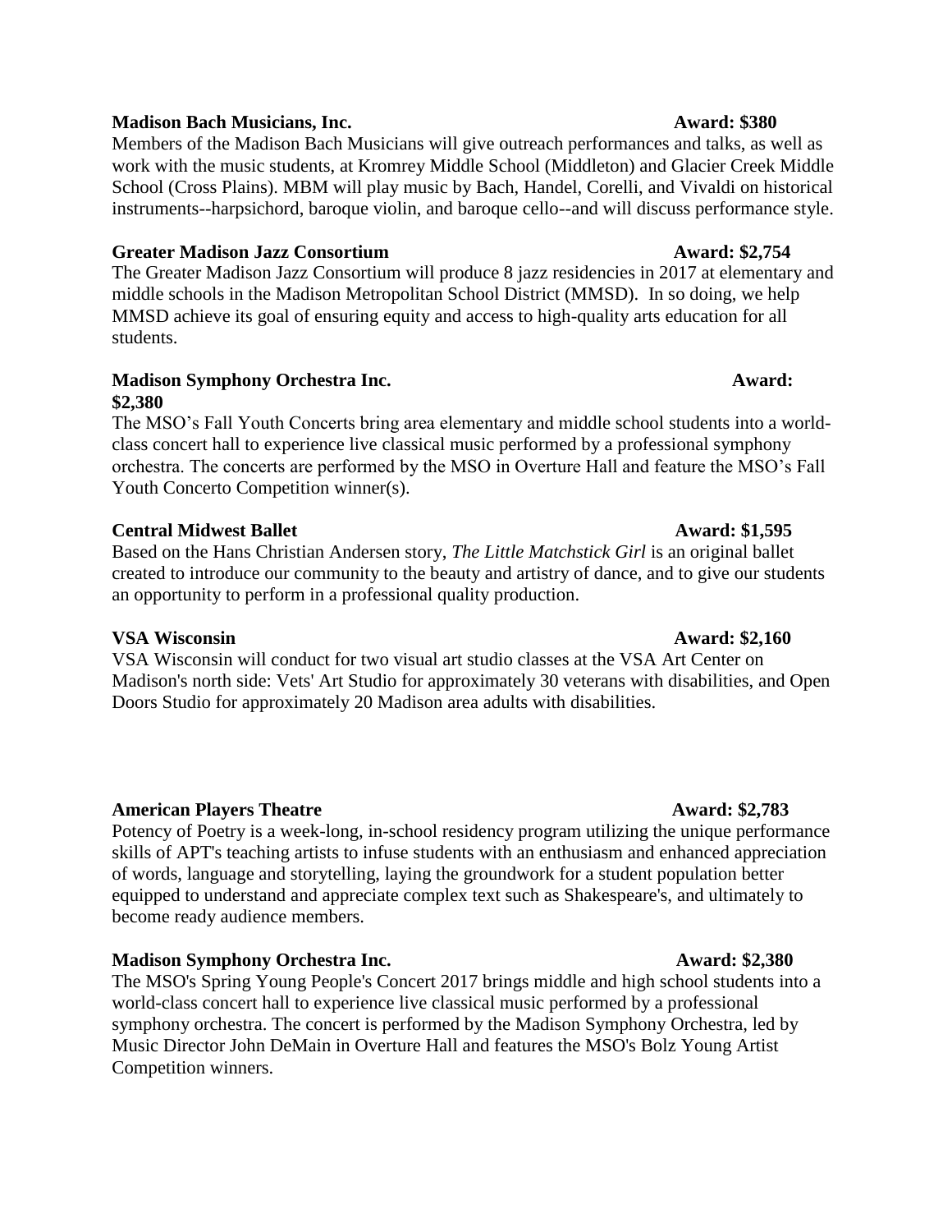**Madison Bach Musicians, Inc. Award: $380**

Members of the Madison Bach Musicians will give outreach performances and talks, as well as work with the music students, at Kromrey Middle School (Middleton) and Glacier Creek Middle School (Cross Plains). MBM will play music by Bach, Handel, Corelli, and Vivaldi on historical instruments--harpsichord, baroque violin, and baroque cello--and will discuss performance style.

**Greater Madison Jazz Consortium Award: $2,754**

The Greater Madison Jazz Consortium will produce 8 jazz residencies in 2017 at elementary and middle schools in the Madison Metropolitan School District (MMSD). In so doing, we help MMSD achieve its goal of ensuring equity and access to high-quality arts education for all students.

**Madison Symphony Orchestra Inc. Award: $2,380**

The MSO's Fall Youth Concerts bring area elementary and middle school students into a world-class concert hall to experience live classical music performed by a professional symphony orchestra. The concerts are performed by the MSO in Overture Hall and feature the MSO's Fall Youth Concerto Competition winner(s).

**Central Midwest Ballet Award: $1,595**

Based on the Hans Christian Andersen story, *The Little Matchstick Girl* is an original ballet created to introduce our community to the beauty and artistry of dance, and to give our students an opportunity to perform in a professional quality production.

**VSA Wisconsin Award: $2,160**

VSA Wisconsin will conduct for two visual art studio classes at the VSA Art Center on Madison's north side: Vets' Art Studio for approximately 30 veterans with disabilities, and Open Doors Studio for approximately 20 Madison area adults with disabilities.

**American Players Theatre Award: $2,783**

Potency of Poetry is a week-long, in-school residency program utilizing the unique performance skills of APT's teaching artists to infuse students with an enthusiasm and enhanced appreciation of words, language and storytelling, laying the groundwork for a student population better equipped to understand and appreciate complex text such as Shakespeare's, and ultimately to become ready audience members.

**Madison Symphony Orchestra Inc. Award: $2,380**

The MSO's Spring Young People's Concert 2017 brings middle and high school students into a world-class concert hall to experience live classical music performed by a professional symphony orchestra. The concert is performed by the Madison Symphony Orchestra, led by Music Director John DeMain in Overture Hall and features the MSO's Bolz Young Artist Competition winners.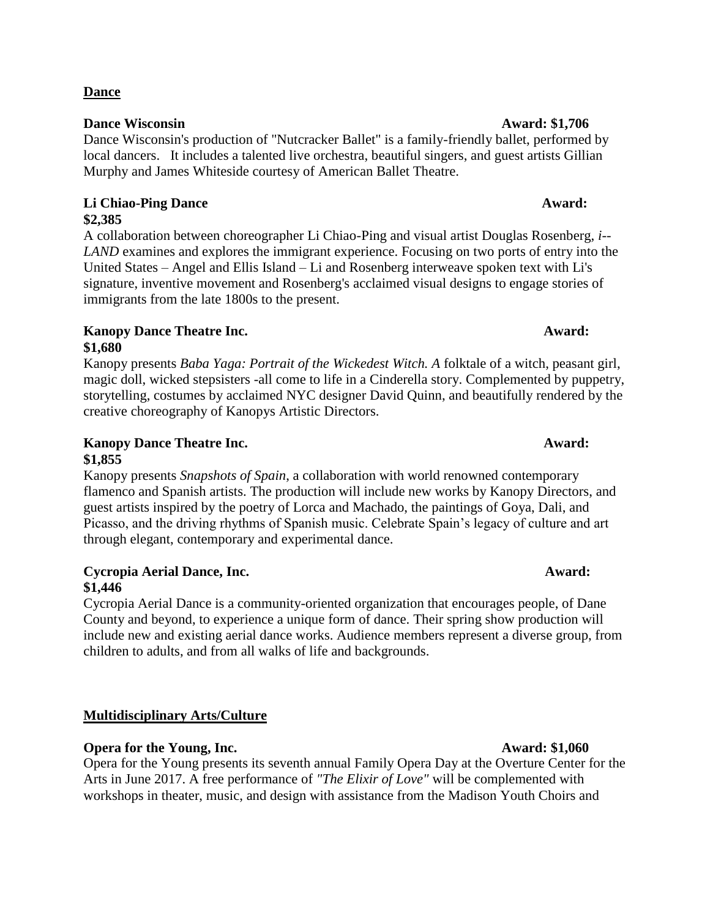## Dance

**Dance Wisconsin** **Award: $1,706**

Dance Wisconsin's production of "Nutcracker Ballet" is a family-friendly ballet, performed by local dancers. It includes a talented live orchestra, beautiful singers, and guest artists Gillian Murphy and James Whiteside courtesy of American Ballet Theatre.

**Li Chiao-Ping Dance** **Award: $2,385**

A collaboration between choreographer Li Chiao-Ping and visual artist Douglas Rosenberg, *i--LAND* examines and explores the immigrant experience. Focusing on two ports of entry into the United States – Angel and Ellis Island – Li and Rosenberg interweave spoken text with Li's signature, inventive movement and Rosenberg's acclaimed visual designs to engage stories of immigrants from the late 1800s to the present.

**Kanopy Dance Theatre Inc.** **Award: $1,680**

Kanopy presents *Baba Yaga: Portrait of the Wickedest Witch. A* folktale of a witch, peasant girl, magic doll, wicked stepsisters -all come to life in a Cinderella story. Complemented by puppetry, storytelling, costumes by acclaimed NYC designer David Quinn, and beautifully rendered by the creative choreography of Kanopys Artistic Directors.

**Kanopy Dance Theatre Inc.** **Award: $1,855**

Kanopy presents *Snapshots of Spain,* a collaboration with world renowned contemporary flamenco and Spanish artists. The production will include new works by Kanopy Directors, and guest artists inspired by the poetry of Lorca and Machado, the paintings of Goya, Dali, and Picasso, and the driving rhythms of Spanish music. Celebrate Spain's legacy of culture and art through elegant, contemporary and experimental dance.

**Cycropia Aerial Dance, Inc.** **Award: $1,446**

Cycropia Aerial Dance is a community-oriented organization that encourages people, of Dane County and beyond, to experience a unique form of dance. Their spring show production will include new and existing aerial dance works. Audience members represent a diverse group, from children to adults, and from all walks of life and backgrounds.

## Multidisciplinary Arts/Culture

**Opera for the Young, Inc.** **Award: $1,060**

Opera for the Young presents its seventh annual Family Opera Day at the Overture Center for the Arts in June 2017. A free performance of *"The Elixir of Love"* will be complemented with workshops in theater, music, and design with assistance from the Madison Youth Choirs and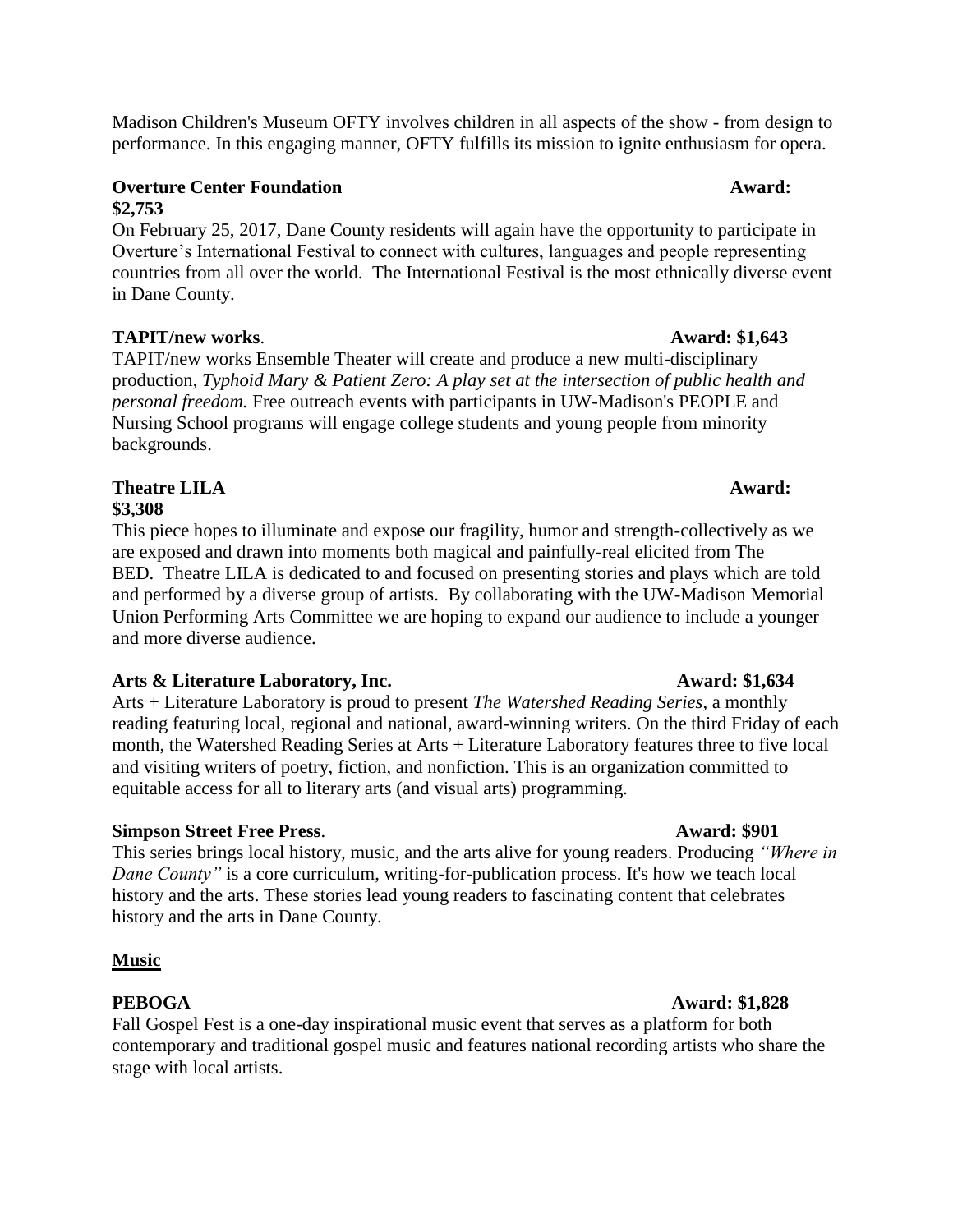Madison Children's Museum OFTY involves children in all aspects of the show - from design to performance. In this engaging manner, OFTY fulfills its mission to ignite enthusiasm for opera.

**Overture Center Foundation** **Award: $2,753**

On February 25, 2017, Dane County residents will again have the opportunity to participate in Overture's International Festival to connect with cultures, languages and people representing countries from all over the world. The International Festival is the most ethnically diverse event in Dane County.

**TAPIT/new works**. **Award: $1,643**

TAPIT/new works Ensemble Theater will create and produce a new multi-disciplinary production, *Typhoid Mary & Patient Zero: A play set at the intersection of public health and personal freedom.* Free outreach events with participants in UW-Madison's PEOPLE and Nursing School programs will engage college students and young people from minority backgrounds.

**Theatre LILA** **Award: $3,308**

This piece hopes to illuminate and expose our fragility, humor and strength-collectively as we are exposed and drawn into moments both magical and painfully-real elicited from The BED. Theatre LILA is dedicated to and focused on presenting stories and plays which are told and performed by a diverse group of artists. By collaborating with the UW-Madison Memorial Union Performing Arts Committee we are hoping to expand our audience to include a younger and more diverse audience.

**Arts & Literature Laboratory, Inc.** **Award: $1,634**

Arts + Literature Laboratory is proud to present *The Watershed Reading Series*, a monthly reading featuring local, regional and national, award-winning writers. On the third Friday of each month, the Watershed Reading Series at Arts + Literature Laboratory features three to five local and visiting writers of poetry, fiction, and nonfiction. This is an organization committed to equitable access for all to literary arts (and visual arts) programming.

**Simpson Street Free Press**. **Award: $901**

This series brings local history, music, and the arts alive for young readers. Producing *"Where in Dane County"* is a core curriculum, writing-for-publication process. It's how we teach local history and the arts. These stories lead young readers to fascinating content that celebrates history and the arts in Dane County.

## Music

**PEBOGA** **Award: $1,828**

Fall Gospel Fest is a one-day inspirational music event that serves as a platform for both contemporary and traditional gospel music and features national recording artists who share the stage with local artists.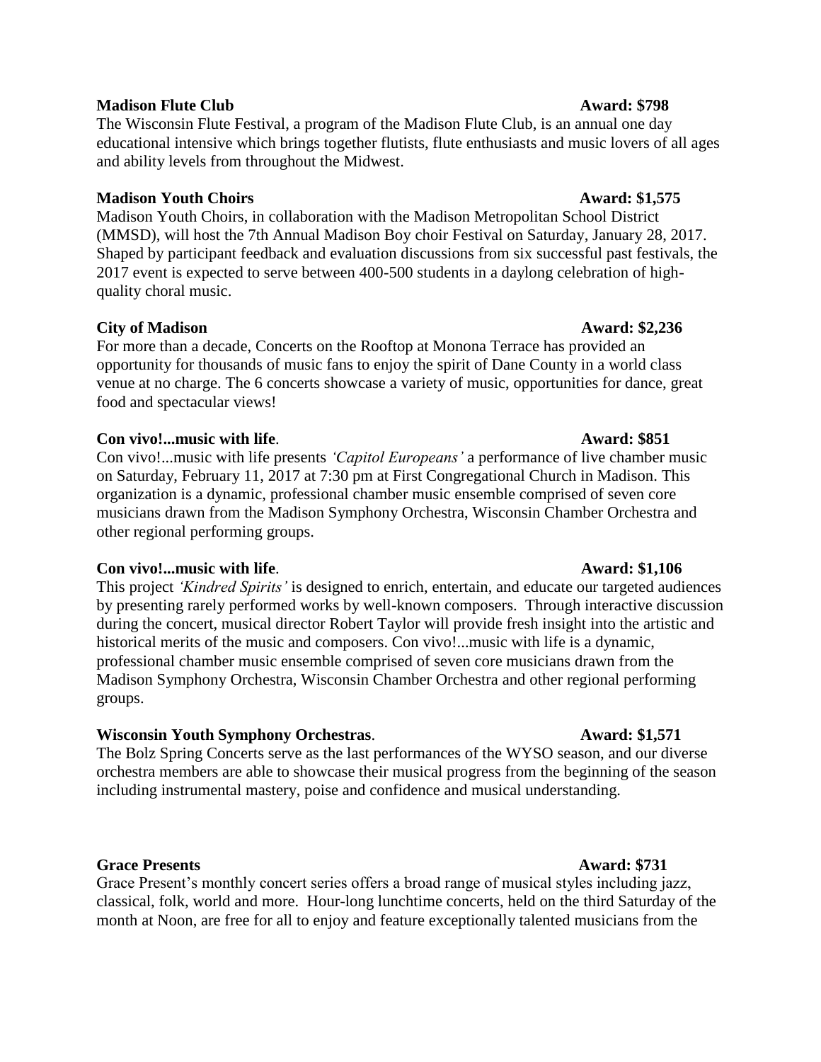**Madison Flute Club** **Award: $798**

The Wisconsin Flute Festival, a program of the Madison Flute Club, is an annual one day educational intensive which brings together flutists, flute enthusiasts and music lovers of all ages and ability levels from throughout the Midwest.

**Madison Youth Choirs** **Award: $1,575**

Madison Youth Choirs, in collaboration with the Madison Metropolitan School District (MMSD), will host the 7th Annual Madison Boy choir Festival on Saturday, January 28, 2017. Shaped by participant feedback and evaluation discussions from six successful past festivals, the 2017 event is expected to serve between 400-500 students in a daylong celebration of high-quality choral music.

**City of Madison** **Award: $2,236**

For more than a decade, Concerts on the Rooftop at Monona Terrace has provided an opportunity for thousands of music fans to enjoy the spirit of Dane County in a world class venue at no charge. The 6 concerts showcase a variety of music, opportunities for dance, great food and spectacular views!

**Con vivo!...music with life**. **Award: $851**

Con vivo!...music with life presents *'Capitol Europeans'* a performance of live chamber music on Saturday, February 11, 2017 at 7:30 pm at First Congregational Church in Madison. This organization is a dynamic, professional chamber music ensemble comprised of seven core musicians drawn from the Madison Symphony Orchestra, Wisconsin Chamber Orchestra and other regional performing groups.

**Con vivo!...music with life**. **Award: $1,106**

This project *'Kindred Spirits'* is designed to enrich, entertain, and educate our targeted audiences by presenting rarely performed works by well-known composers. Through interactive discussion during the concert, musical director Robert Taylor will provide fresh insight into the artistic and historical merits of the music and composers. Con vivo!...music with life is a dynamic, professional chamber music ensemble comprised of seven core musicians drawn from the Madison Symphony Orchestra, Wisconsin Chamber Orchestra and other regional performing groups.

**Wisconsin Youth Symphony Orchestras**. **Award: $1,571**

The Bolz Spring Concerts serve as the last performances of the WYSO season, and our diverse orchestra members are able to showcase their musical progress from the beginning of the season including instrumental mastery, poise and confidence and musical understanding.

**Grace Presents** **Award: $731**

Grace Present's monthly concert series offers a broad range of musical styles including jazz, classical, folk, world and more. Hour-long lunchtime concerts, held on the third Saturday of the month at Noon, are free for all to enjoy and feature exceptionally talented musicians from the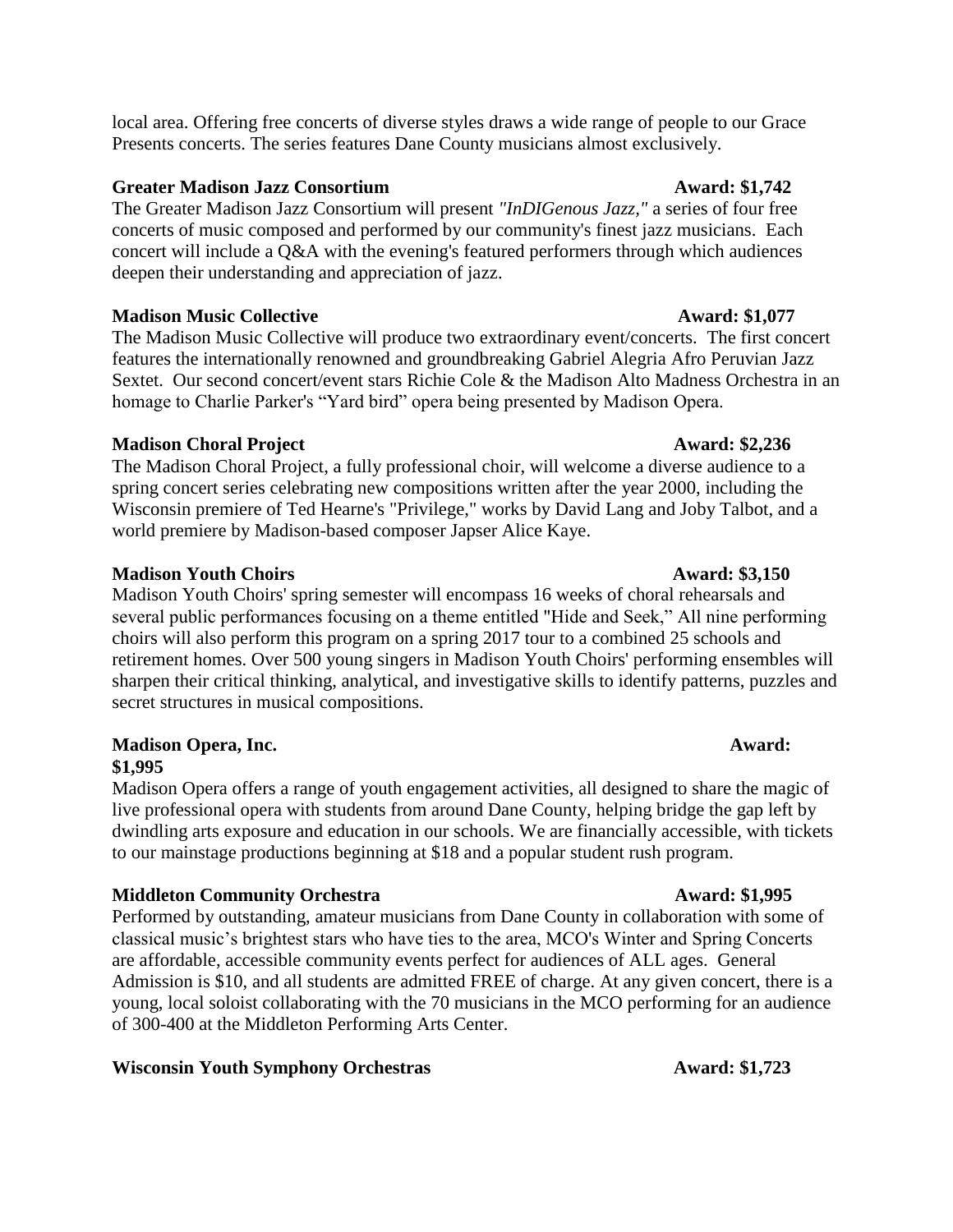local area. Offering free concerts of diverse styles draws a wide range of people to our Grace Presents concerts. The series features Dane County musicians almost exclusively.

**Greater Madison Jazz Consortium** **Award: $1,742**

The Greater Madison Jazz Consortium will present *"InDIGenous Jazz,"* a series of four free concerts of music composed and performed by our community's finest jazz musicians. Each concert will include a Q&A with the evening's featured performers through which audiences deepen their understanding and appreciation of jazz.

**Madison Music Collective** **Award: $1,077**

The Madison Music Collective will produce two extraordinary event/concerts. The first concert features the internationally renowned and groundbreaking Gabriel Alegria Afro Peruvian Jazz Sextet. Our second concert/event stars Richie Cole & the Madison Alto Madness Orchestra in an homage to Charlie Parker's "Yard bird" opera being presented by Madison Opera.

**Madison Choral Project** **Award: $2,236**

The Madison Choral Project, a fully professional choir, will welcome a diverse audience to a spring concert series celebrating new compositions written after the year 2000, including the Wisconsin premiere of Ted Hearne's "Privilege," works by David Lang and Joby Talbot, and a world premiere by Madison-based composer Japser Alice Kaye.

**Madison Youth Choirs** **Award: $3,150**

Madison Youth Choirs' spring semester will encompass 16 weeks of choral rehearsals and several public performances focusing on a theme entitled "Hide and Seek," All nine performing choirs will also perform this program on a spring 2017 tour to a combined 25 schools and retirement homes. Over 500 young singers in Madison Youth Choirs' performing ensembles will sharpen their critical thinking, analytical, and investigative skills to identify patterns, puzzles and secret structures in musical compositions.

**Madison Opera, Inc.** **Award: $1,995**

Madison Opera offers a range of youth engagement activities, all designed to share the magic of live professional opera with students from around Dane County, helping bridge the gap left by dwindling arts exposure and education in our schools. We are financially accessible, with tickets to our mainstage productions beginning at $18 and a popular student rush program.

**Middleton Community Orchestra** **Award: $1,995**

Performed by outstanding, amateur musicians from Dane County in collaboration with some of classical music's brightest stars who have ties to the area, MCO's Winter and Spring Concerts are affordable, accessible community events perfect for audiences of ALL ages. General Admission is $10, and all students are admitted FREE of charge. At any given concert, there is a young, local soloist collaborating with the 70 musicians in the MCO performing for an audience of 300-400 at the Middleton Performing Arts Center.

**Wisconsin Youth Symphony Orchestras** **Award: $1,723**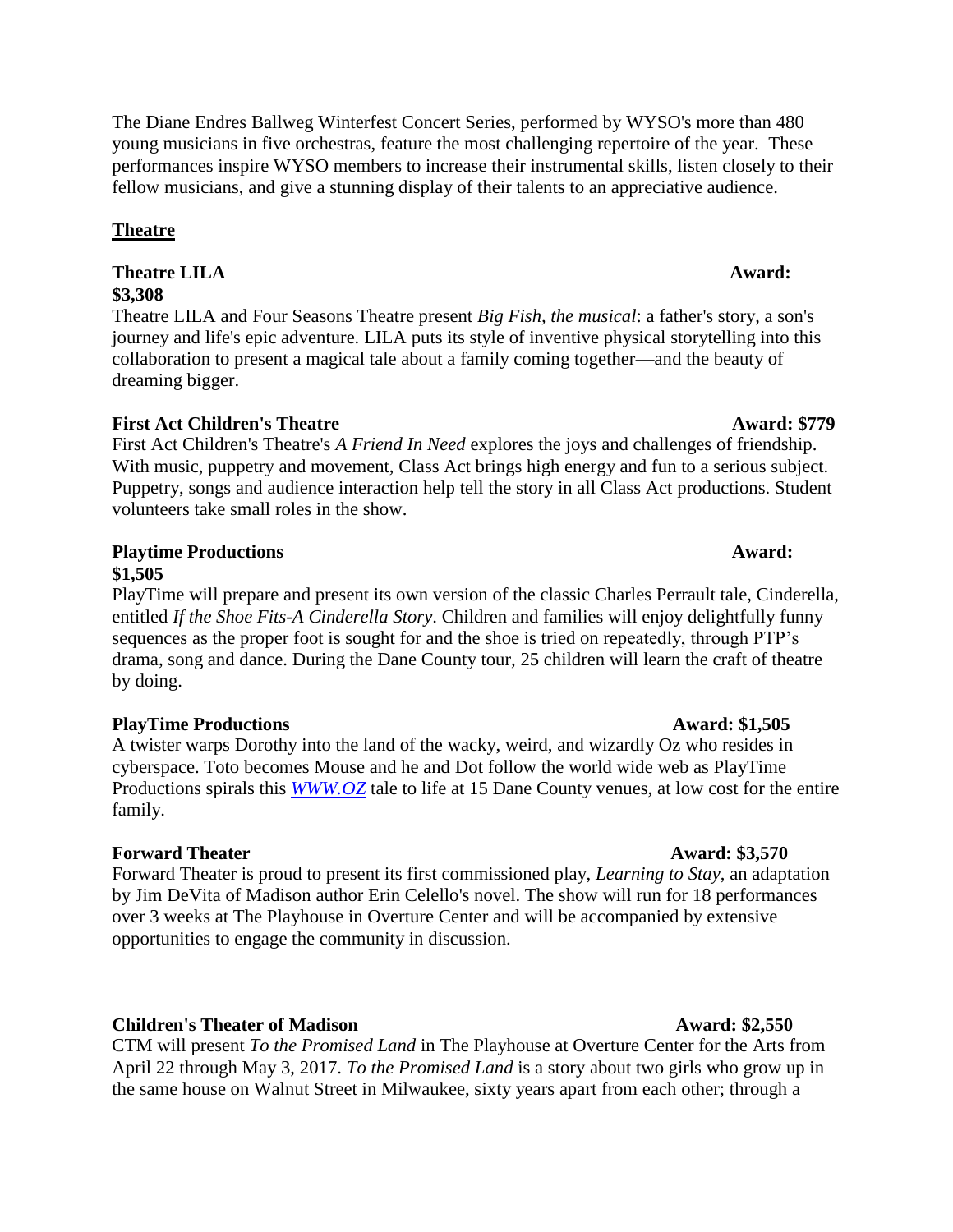The Diane Endres Ballweg Winterfest Concert Series, performed by WYSO's more than 480 young musicians in five orchestras, feature the most challenging repertoire of the year. These performances inspire WYSO members to increase their instrumental skills, listen closely to their fellow musicians, and give a stunning display of their talents to an appreciative audience.

## Theatre

**Theatre LILA** **Award: $3,308**

Theatre LILA and Four Seasons Theatre present *Big Fish, the musical*: a father's story, a son's journey and life's epic adventure. LILA puts its style of inventive physical storytelling into this collaboration to present a magical tale about a family coming together—and the beauty of dreaming bigger.

**First Act Children's Theatre** **Award: $779**

First Act Children's Theatre's *A Friend In Need* explores the joys and challenges of friendship. With music, puppetry and movement, Class Act brings high energy and fun to a serious subject. Puppetry, songs and audience interaction help tell the story in all Class Act productions. Student volunteers take small roles in the show.

**Playtime Productions** **Award: $1,505**

PlayTime will prepare and present its own version of the classic Charles Perrault tale, Cinderella, entitled *If the Shoe Fits-A Cinderella Story*. Children and families will enjoy delightfully funny sequences as the proper foot is sought for and the shoe is tried on repeatedly, through PTP's drama, song and dance. During the Dane County tour, 25 children will learn the craft of theatre by doing.

**PlayTime Productions** **Award: $1,505**

A twister warps Dorothy into the land of the wacky, weird, and wizardly Oz who resides in cyberspace. Toto becomes Mouse and he and Dot follow the world wide web as PlayTime Productions spirals this *WWW.OZ* tale to life at 15 Dane County venues, at low cost for the entire family.

**Forward Theater** **Award: $3,570**

Forward Theater is proud to present its first commissioned play, *Learning to Stay*, an adaptation by Jim DeVita of Madison author Erin Celello's novel. The show will run for 18 performances over 3 weeks at The Playhouse in Overture Center and will be accompanied by extensive opportunities to engage the community in discussion.

**Children's Theater of Madison** **Award: $2,550**

CTM will present *To the Promised Land* in The Playhouse at Overture Center for the Arts from April 22 through May 3, 2017. *To the Promised Land* is a story about two girls who grow up in the same house on Walnut Street in Milwaukee, sixty years apart from each other; through a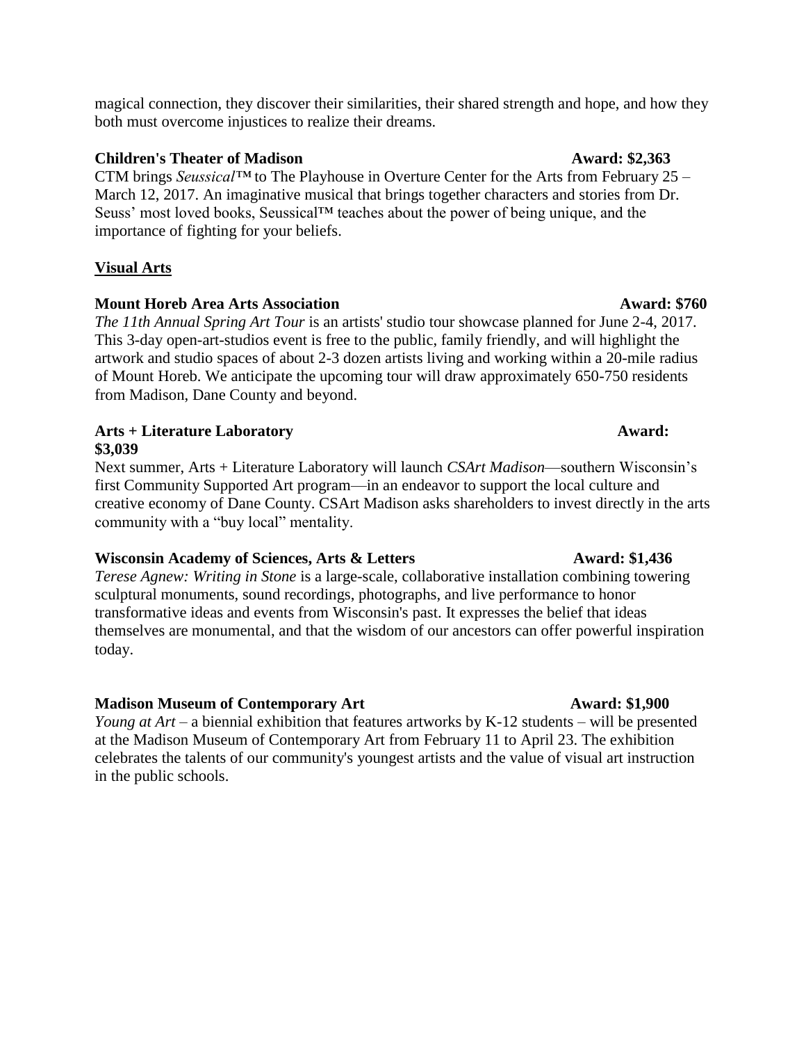magical connection, they discover their similarities, their shared strength and hope, and how they both must overcome injustices to realize their dreams.

**Children's Theater of Madison** **Award: $2,363**

CTM brings *Seussical™* to The Playhouse in Overture Center for the Arts from February 25 – March 12, 2017. An imaginative musical that brings together characters and stories from Dr. Seuss' most loved books, Seussical™ teaches about the power of being unique, and the importance of fighting for your beliefs.

**Visual Arts**

**Mount Horeb Area Arts Association** **Award: $760**

*The 11th Annual Spring Art Tour* is an artists' studio tour showcase planned for June 2-4, 2017. This 3-day open-art-studios event is free to the public, family friendly, and will highlight the artwork and studio spaces of about 2-3 dozen artists living and working within a 20-mile radius of Mount Horeb. We anticipate the upcoming tour will draw approximately 650-750 residents from Madison, Dane County and beyond.

**Arts + Literature Laboratory** **Award: $3,039**

Next summer, Arts + Literature Laboratory will launch *CSArt Madison*—southern Wisconsin's first Community Supported Art program—in an endeavor to support the local culture and creative economy of Dane County. CSArt Madison asks shareholders to invest directly in the arts community with a "buy local" mentality.

**Wisconsin Academy of Sciences, Arts & Letters** **Award: $1,436**

*Terese Agnew: Writing in Stone* is a large-scale, collaborative installation combining towering sculptural monuments, sound recordings, photographs, and live performance to honor transformative ideas and events from Wisconsin's past. It expresses the belief that ideas themselves are monumental, and that the wisdom of our ancestors can offer powerful inspiration today.

**Madison Museum of Contemporary Art** **Award: $1,900**

*Young at Art* – a biennial exhibition that features artworks by K-12 students – will be presented at the Madison Museum of Contemporary Art from February 11 to April 23. The exhibition celebrates the talents of our community's youngest artists and the value of visual art instruction in the public schools.